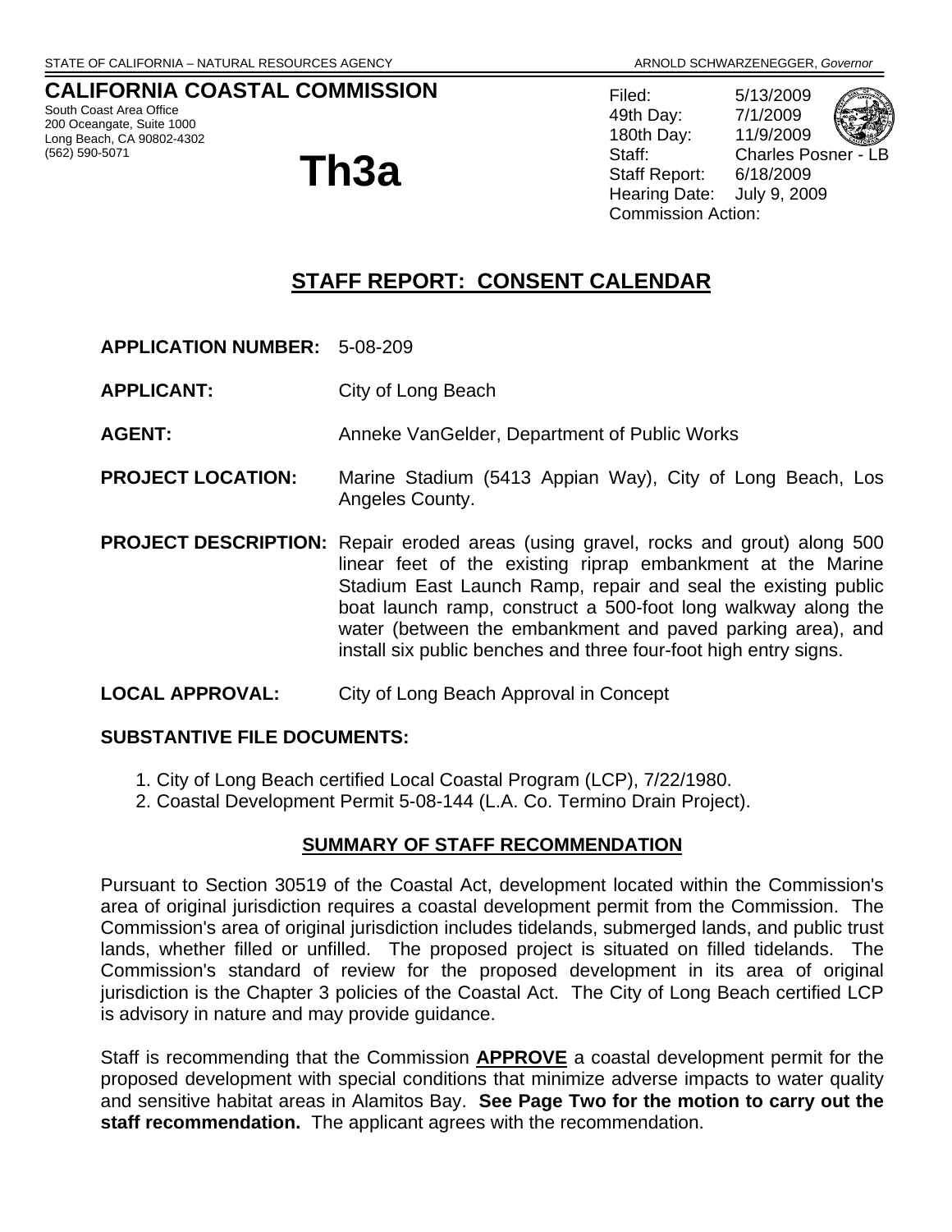STATE OF CALIFORNIA – NATURAL RESOURCES AGENCY ARNOLD SCHWARZENEGGER, *Governor*

**CALIFORNIA COASTAL COMMISSION**
South Coast Area Office
200 Oceangate, Suite 1000
Long Beach, CA 90802-4302
(562) 590-5071

# Th3a

Filed: 5/13/2009
49th Day: 7/1/2009
180th Day: 11/9/2009
Staff: Charles Posner - LB
Staff Report: 6/18/2009
Hearing Date: July 9, 2009
Commission Action:

## STAFF REPORT: CONSENT CALENDAR

**APPLICATION NUMBER:** 5-08-209

**APPLICANT:** City of Long Beach

**AGENT:** Anneke VanGelder, Department of Public Works

**PROJECT LOCATION:** Marine Stadium (5413 Appian Way), City of Long Beach, Los Angeles County.

**PROJECT DESCRIPTION:** Repair eroded areas (using gravel, rocks and grout) along 500 linear feet of the existing riprap embankment at the Marine Stadium East Launch Ramp, repair and seal the existing public boat launch ramp, construct a 500-foot long walkway along the water (between the embankment and paved parking area), and install six public benches and three four-foot high entry signs.

**LOCAL APPROVAL:** City of Long Beach Approval in Concept

**SUBSTANTIVE FILE DOCUMENTS:**

1. City of Long Beach certified Local Coastal Program (LCP), 7/22/1980.
2. Coastal Development Permit 5-08-144 (L.A. Co. Termino Drain Project).

### SUMMARY OF STAFF RECOMMENDATION

Pursuant to Section 30519 of the Coastal Act, development located within the Commission's area of original jurisdiction requires a coastal development permit from the Commission. The Commission's area of original jurisdiction includes tidelands, submerged lands, and public trust lands, whether filled or unfilled. The proposed project is situated on filled tidelands. The Commission's standard of review for the proposed development in its area of original jurisdiction is the Chapter 3 policies of the Coastal Act. The City of Long Beach certified LCP is advisory in nature and may provide guidance.

Staff is recommending that the Commission **APPROVE** a coastal development permit for the proposed development with special conditions that minimize adverse impacts to water quality and sensitive habitat areas in Alamitos Bay. **See Page Two for the motion to carry out the staff recommendation.** The applicant agrees with the recommendation.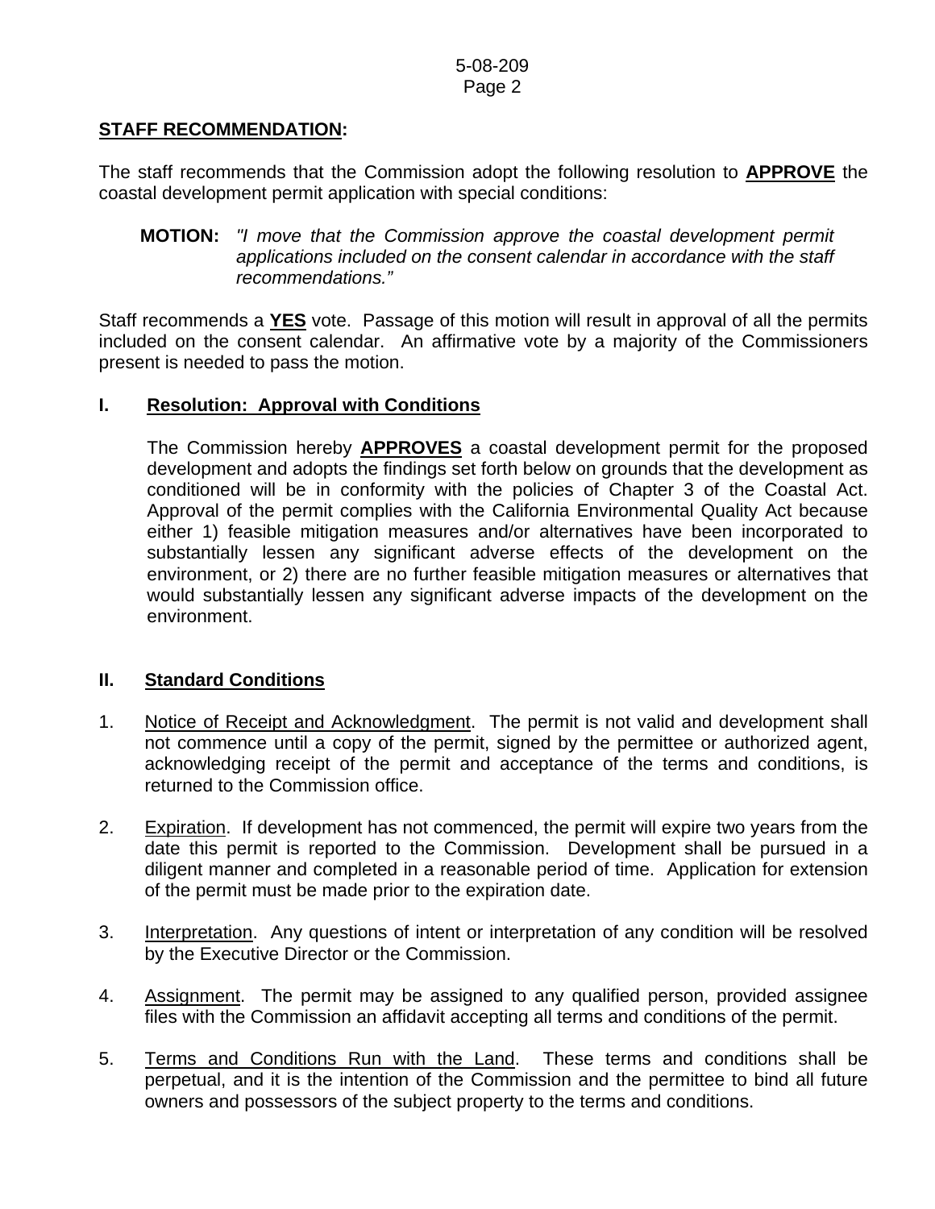## STAFF RECOMMENDATION:

The staff recommends that the Commission adopt the following resolution to **APPROVE** the coastal development permit application with special conditions:

> **MOTION:** *"I move that the Commission approve the coastal development permit applications included on the consent calendar in accordance with the staff recommendations."*

Staff recommends a **YES** vote. Passage of this motion will result in approval of all the permits included on the consent calendar. An affirmative vote by a majority of the Commissioners present is needed to pass the motion.

## I. Resolution: Approval with Conditions

The Commission hereby **APPROVES** a coastal development permit for the proposed development and adopts the findings set forth below on grounds that the development as conditioned will be in conformity with the policies of Chapter 3 of the Coastal Act. Approval of the permit complies with the California Environmental Quality Act because either 1) feasible mitigation measures and/or alternatives have been incorporated to substantially lessen any significant adverse effects of the development on the environment, or 2) there are no further feasible mitigation measures or alternatives that would substantially lessen any significant adverse impacts of the development on the environment.

## II. Standard Conditions

1. Notice of Receipt and Acknowledgment. The permit is not valid and development shall not commence until a copy of the permit, signed by the permittee or authorized agent, acknowledging receipt of the permit and acceptance of the terms and conditions, is returned to the Commission office.

2. Expiration. If development has not commenced, the permit will expire two years from the date this permit is reported to the Commission. Development shall be pursued in a diligent manner and completed in a reasonable period of time. Application for extension of the permit must be made prior to the expiration date.

3. Interpretation. Any questions of intent or interpretation of any condition will be resolved by the Executive Director or the Commission.

4. Assignment. The permit may be assigned to any qualified person, provided assignee files with the Commission an affidavit accepting all terms and conditions of the permit.

5. Terms and Conditions Run with the Land. These terms and conditions shall be perpetual, and it is the intention of the Commission and the permittee to bind all future owners and possessors of the subject property to the terms and conditions.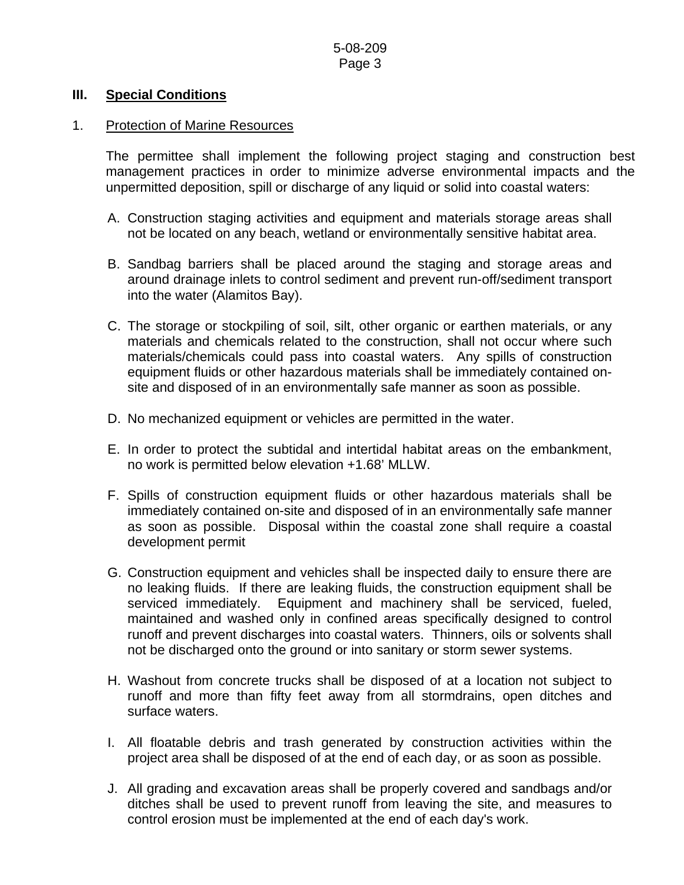## III. Special Conditions

### 1. Protection of Marine Resources

The permittee shall implement the following project staging and construction best management practices in order to minimize adverse environmental impacts and the unpermitted deposition, spill or discharge of any liquid or solid into coastal waters:

A. Construction staging activities and equipment and materials storage areas shall not be located on any beach, wetland or environmentally sensitive habitat area.

B. Sandbag barriers shall be placed around the staging and storage areas and around drainage inlets to control sediment and prevent run-off/sediment transport into the water (Alamitos Bay).

C. The storage or stockpiling of soil, silt, other organic or earthen materials, or any materials and chemicals related to the construction, shall not occur where such materials/chemicals could pass into coastal waters. Any spills of construction equipment fluids or other hazardous materials shall be immediately contained on-site and disposed of in an environmentally safe manner as soon as possible.

D. No mechanized equipment or vehicles are permitted in the water.

E. In order to protect the subtidal and intertidal habitat areas on the embankment, no work is permitted below elevation +1.68' MLLW.

F. Spills of construction equipment fluids or other hazardous materials shall be immediately contained on-site and disposed of in an environmentally safe manner as soon as possible. Disposal within the coastal zone shall require a coastal development permit

G. Construction equipment and vehicles shall be inspected daily to ensure there are no leaking fluids. If there are leaking fluids, the construction equipment shall be serviced immediately. Equipment and machinery shall be serviced, fueled, maintained and washed only in confined areas specifically designed to control runoff and prevent discharges into coastal waters. Thinners, oils or solvents shall not be discharged onto the ground or into sanitary or storm sewer systems.

H. Washout from concrete trucks shall be disposed of at a location not subject to runoff and more than fifty feet away from all stormdrains, open ditches and surface waters.

I. All floatable debris and trash generated by construction activities within the project area shall be disposed of at the end of each day, or as soon as possible.

J. All grading and excavation areas shall be properly covered and sandbags and/or ditches shall be used to prevent runoff from leaving the site, and measures to control erosion must be implemented at the end of each day's work.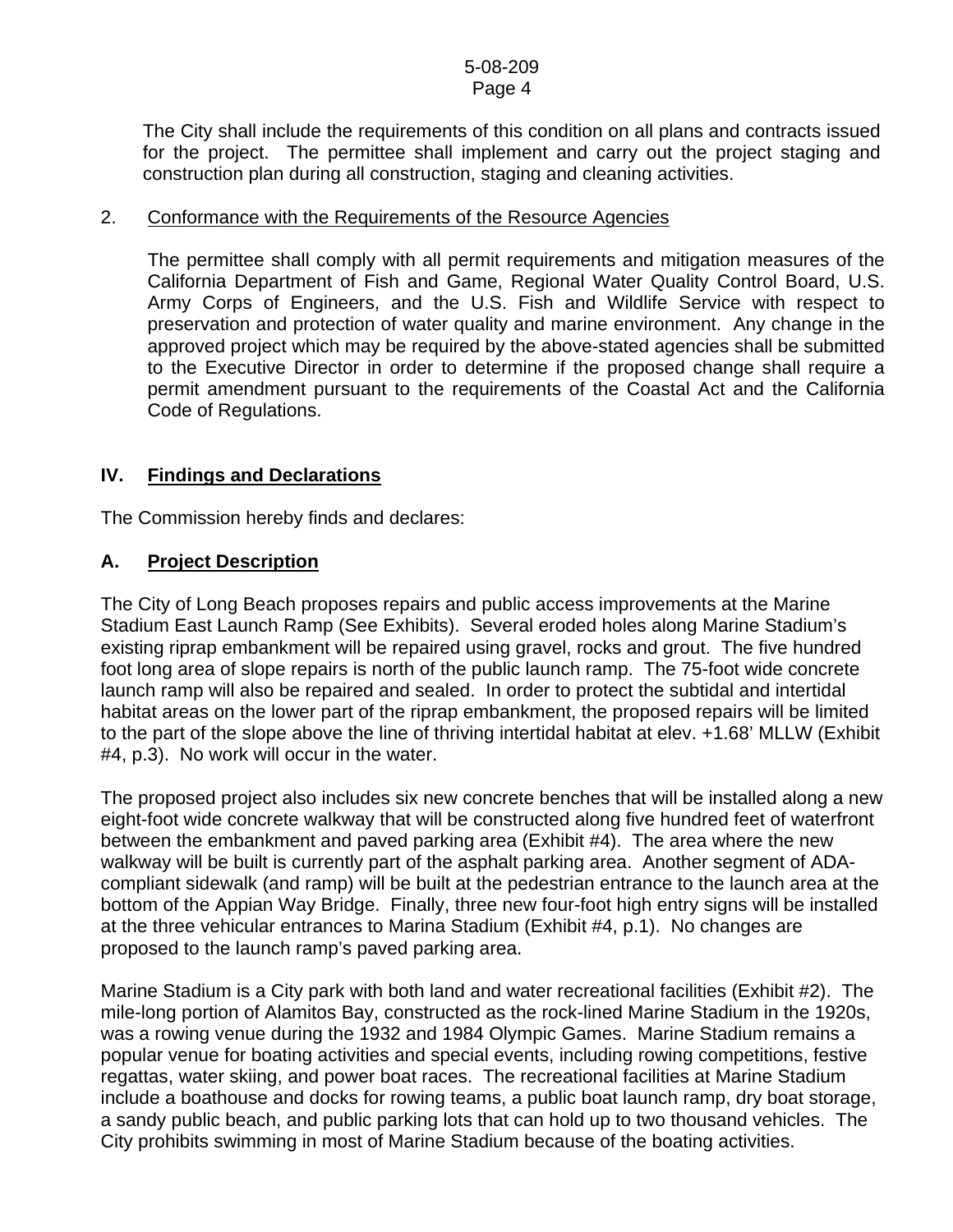The City shall include the requirements of this condition on all plans and contracts issued for the project. The permittee shall implement and carry out the project staging and construction plan during all construction, staging and cleaning activities.

2. Conformance with the Requirements of the Resource Agencies

   The permittee shall comply with all permit requirements and mitigation measures of the California Department of Fish and Game, Regional Water Quality Control Board, U.S. Army Corps of Engineers, and the U.S. Fish and Wildlife Service with respect to preservation and protection of water quality and marine environment. Any change in the approved project which may be required by the above-stated agencies shall be submitted to the Executive Director in order to determine if the proposed change shall require a permit amendment pursuant to the requirements of the Coastal Act and the California Code of Regulations.

## IV. Findings and Declarations

The Commission hereby finds and declares:

### A. Project Description

The City of Long Beach proposes repairs and public access improvements at the Marine Stadium East Launch Ramp (See Exhibits). Several eroded holes along Marine Stadium's existing riprap embankment will be repaired using gravel, rocks and grout. The five hundred foot long area of slope repairs is north of the public launch ramp. The 75-foot wide concrete launch ramp will also be repaired and sealed. In order to protect the subtidal and intertidal habitat areas on the lower part of the riprap embankment, the proposed repairs will be limited to the part of the slope above the line of thriving intertidal habitat at elev. +1.68' MLLW (Exhibit #4, p.3). No work will occur in the water.

The proposed project also includes six new concrete benches that will be installed along a new eight-foot wide concrete walkway that will be constructed along five hundred feet of waterfront between the embankment and paved parking area (Exhibit #4). The area where the new walkway will be built is currently part of the asphalt parking area. Another segment of ADA-compliant sidewalk (and ramp) will be built at the pedestrian entrance to the launch area at the bottom of the Appian Way Bridge. Finally, three new four-foot high entry signs will be installed at the three vehicular entrances to Marina Stadium (Exhibit #4, p.1). No changes are proposed to the launch ramp's paved parking area.

Marine Stadium is a City park with both land and water recreational facilities (Exhibit #2). The mile-long portion of Alamitos Bay, constructed as the rock-lined Marine Stadium in the 1920s, was a rowing venue during the 1932 and 1984 Olympic Games. Marine Stadium remains a popular venue for boating activities and special events, including rowing competitions, festive regattas, water skiing, and power boat races. The recreational facilities at Marine Stadium include a boathouse and docks for rowing teams, a public boat launch ramp, dry boat storage, a sandy public beach, and public parking lots that can hold up to two thousand vehicles. The City prohibits swimming in most of Marine Stadium because of the boating activities.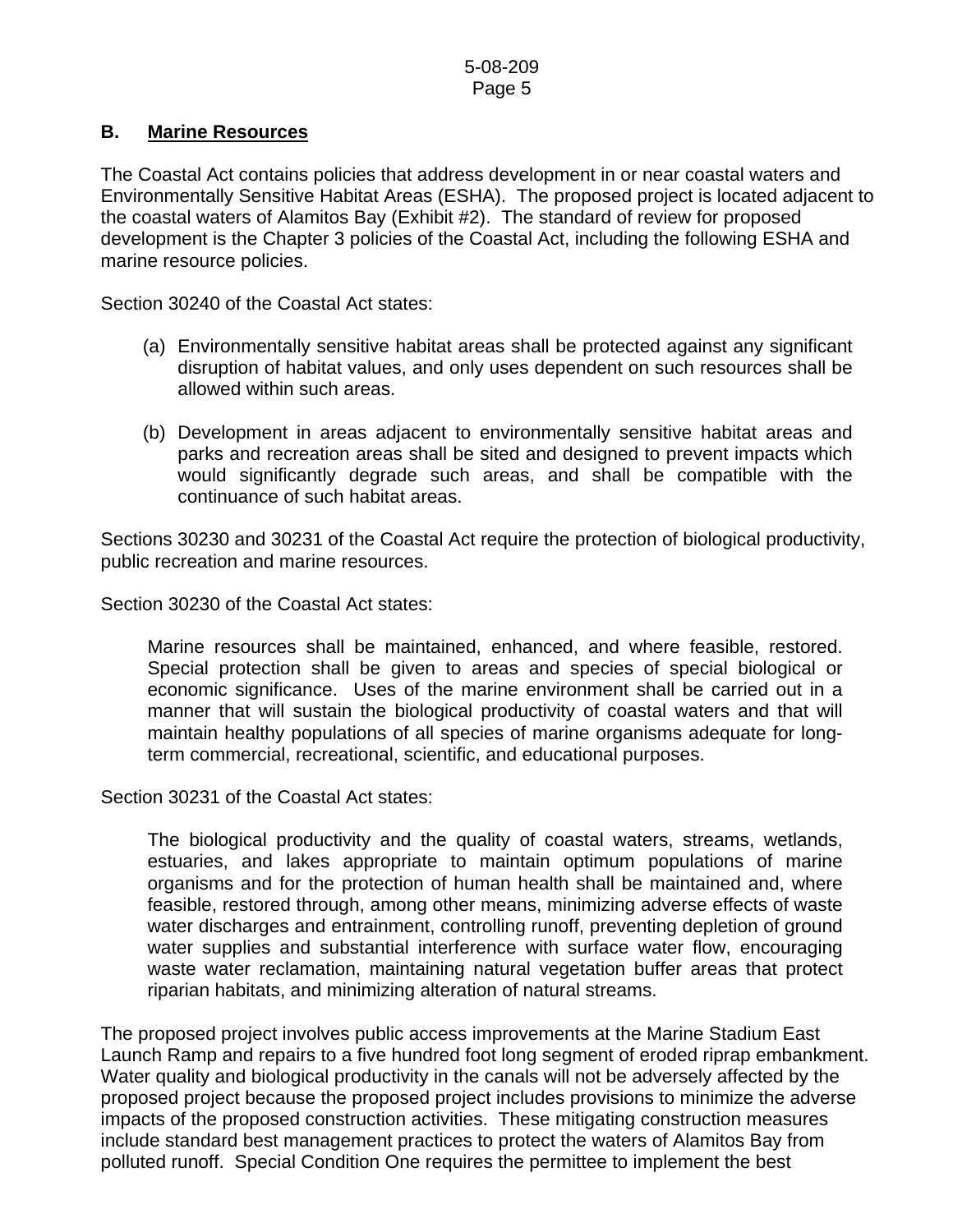## B. Marine Resources

The Coastal Act contains policies that address development in or near coastal waters and Environmentally Sensitive Habitat Areas (ESHA). The proposed project is located adjacent to the coastal waters of Alamitos Bay (Exhibit #2). The standard of review for proposed development is the Chapter 3 policies of the Coastal Act, including the following ESHA and marine resource policies.

Section 30240 of the Coastal Act states:

> (a) Environmentally sensitive habitat areas shall be protected against any significant disruption of habitat values, and only uses dependent on such resources shall be allowed within such areas.
>
> (b) Development in areas adjacent to environmentally sensitive habitat areas and parks and recreation areas shall be sited and designed to prevent impacts which would significantly degrade such areas, and shall be compatible with the continuance of such habitat areas.

Sections 30230 and 30231 of the Coastal Act require the protection of biological productivity, public recreation and marine resources.

Section 30230 of the Coastal Act states:

> Marine resources shall be maintained, enhanced, and where feasible, restored. Special protection shall be given to areas and species of special biological or economic significance. Uses of the marine environment shall be carried out in a manner that will sustain the biological productivity of coastal waters and that will maintain healthy populations of all species of marine organisms adequate for long-term commercial, recreational, scientific, and educational purposes.

Section 30231 of the Coastal Act states:

> The biological productivity and the quality of coastal waters, streams, wetlands, estuaries, and lakes appropriate to maintain optimum populations of marine organisms and for the protection of human health shall be maintained and, where feasible, restored through, among other means, minimizing adverse effects of waste water discharges and entrainment, controlling runoff, preventing depletion of ground water supplies and substantial interference with surface water flow, encouraging waste water reclamation, maintaining natural vegetation buffer areas that protect riparian habitats, and minimizing alteration of natural streams.

The proposed project involves public access improvements at the Marine Stadium East Launch Ramp and repairs to a five hundred foot long segment of eroded riprap embankment. Water quality and biological productivity in the canals will not be adversely affected by the proposed project because the proposed project includes provisions to minimize the adverse impacts of the proposed construction activities. These mitigating construction measures include standard best management practices to protect the waters of Alamitos Bay from polluted runoff. Special Condition One requires the permittee to implement the best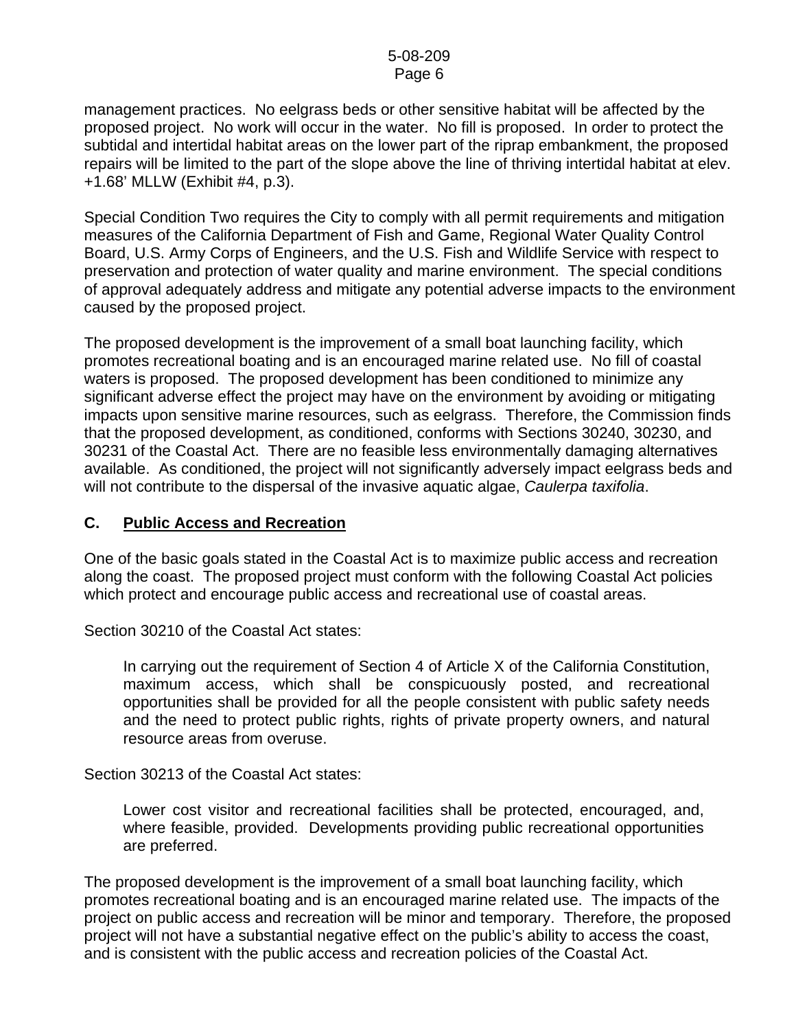management practices. No eelgrass beds or other sensitive habitat will be affected by the proposed project. No work will occur in the water. No fill is proposed. In order to protect the subtidal and intertidal habitat areas on the lower part of the riprap embankment, the proposed repairs will be limited to the part of the slope above the line of thriving intertidal habitat at elev. +1.68' MLLW (Exhibit #4, p.3).

Special Condition Two requires the City to comply with all permit requirements and mitigation measures of the California Department of Fish and Game, Regional Water Quality Control Board, U.S. Army Corps of Engineers, and the U.S. Fish and Wildlife Service with respect to preservation and protection of water quality and marine environment. The special conditions of approval adequately address and mitigate any potential adverse impacts to the environment caused by the proposed project.

The proposed development is the improvement of a small boat launching facility, which promotes recreational boating and is an encouraged marine related use. No fill of coastal waters is proposed. The proposed development has been conditioned to minimize any significant adverse effect the project may have on the environment by avoiding or mitigating impacts upon sensitive marine resources, such as eelgrass. Therefore, the Commission finds that the proposed development, as conditioned, conforms with Sections 30240, 30230, and 30231 of the Coastal Act. There are no feasible less environmentally damaging alternatives available. As conditioned, the project will not significantly adversely impact eelgrass beds and will not contribute to the dispersal of the invasive aquatic algae, *Caulerpa taxifolia*.

## C. Public Access and Recreation

One of the basic goals stated in the Coastal Act is to maximize public access and recreation along the coast. The proposed project must conform with the following Coastal Act policies which protect and encourage public access and recreational use of coastal areas.

Section 30210 of the Coastal Act states:

> In carrying out the requirement of Section 4 of Article X of the California Constitution, maximum access, which shall be conspicuously posted, and recreational opportunities shall be provided for all the people consistent with public safety needs and the need to protect public rights, rights of private property owners, and natural resource areas from overuse.

Section 30213 of the Coastal Act states:

> Lower cost visitor and recreational facilities shall be protected, encouraged, and, where feasible, provided. Developments providing public recreational opportunities are preferred.

The proposed development is the improvement of a small boat launching facility, which promotes recreational boating and is an encouraged marine related use. The impacts of the project on public access and recreation will be minor and temporary. Therefore, the proposed project will not have a substantial negative effect on the public's ability to access the coast, and is consistent with the public access and recreation policies of the Coastal Act.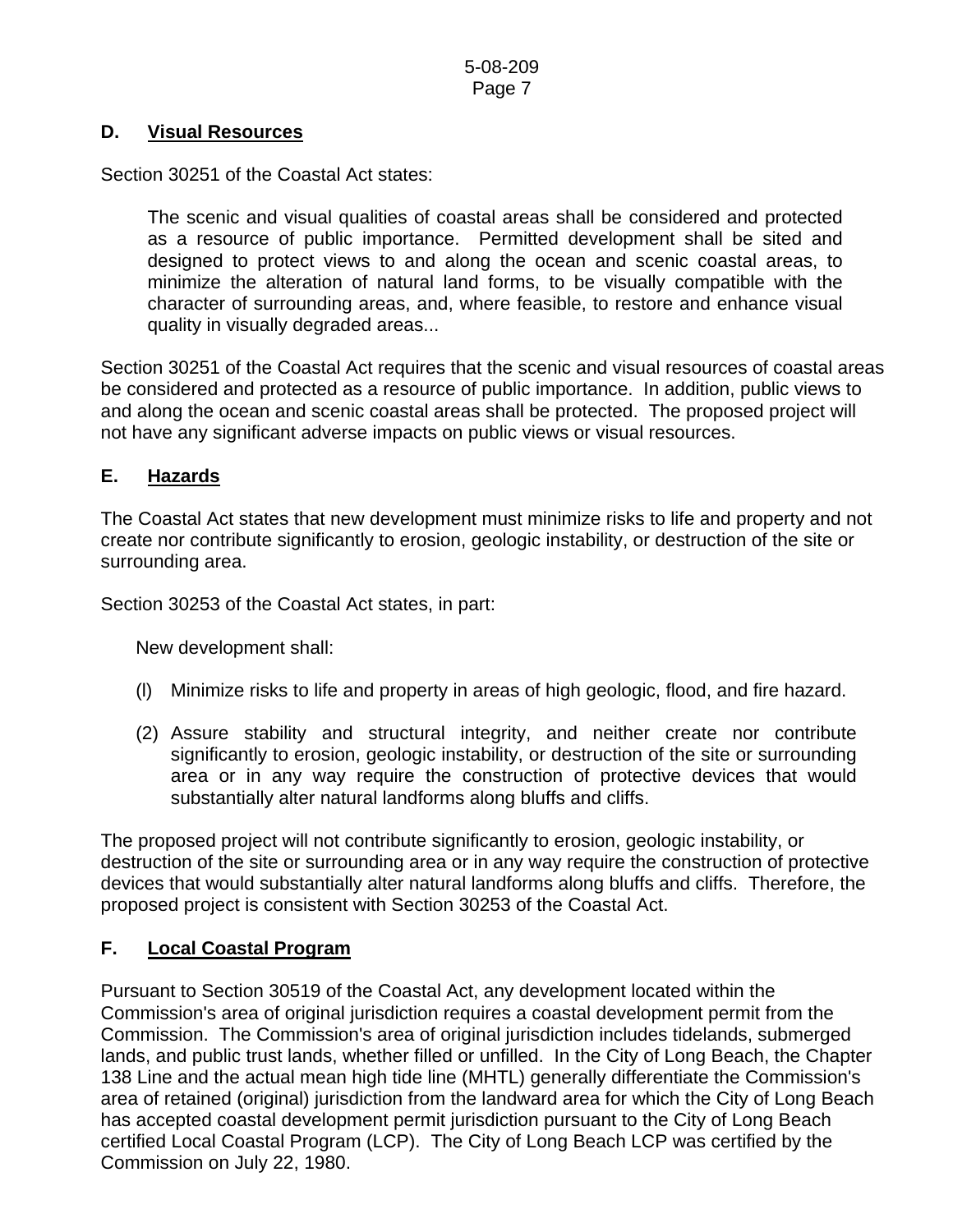## D. Visual Resources

Section 30251 of the Coastal Act states:

> The scenic and visual qualities of coastal areas shall be considered and protected as a resource of public importance. Permitted development shall be sited and designed to protect views to and along the ocean and scenic coastal areas, to minimize the alteration of natural land forms, to be visually compatible with the character of surrounding areas, and, where feasible, to restore and enhance visual quality in visually degraded areas...

Section 30251 of the Coastal Act requires that the scenic and visual resources of coastal areas be considered and protected as a resource of public importance. In addition, public views to and along the ocean and scenic coastal areas shall be protected. The proposed project will not have any significant adverse impacts on public views or visual resources.

## E. Hazards

The Coastal Act states that new development must minimize risks to life and property and not create nor contribute significantly to erosion, geologic instability, or destruction of the site or surrounding area.

Section 30253 of the Coastal Act states, in part:

> New development shall:
>
> (l) Minimize risks to life and property in areas of high geologic, flood, and fire hazard.
>
> (2) Assure stability and structural integrity, and neither create nor contribute significantly to erosion, geologic instability, or destruction of the site or surrounding area or in any way require the construction of protective devices that would substantially alter natural landforms along bluffs and cliffs.

The proposed project will not contribute significantly to erosion, geologic instability, or destruction of the site or surrounding area or in any way require the construction of protective devices that would substantially alter natural landforms along bluffs and cliffs. Therefore, the proposed project is consistent with Section 30253 of the Coastal Act.

## F. Local Coastal Program

Pursuant to Section 30519 of the Coastal Act, any development located within the Commission's area of original jurisdiction requires a coastal development permit from the Commission. The Commission's area of original jurisdiction includes tidelands, submerged lands, and public trust lands, whether filled or unfilled. In the City of Long Beach, the Chapter 138 Line and the actual mean high tide line (MHTL) generally differentiate the Commission's area of retained (original) jurisdiction from the landward area for which the City of Long Beach has accepted coastal development permit jurisdiction pursuant to the City of Long Beach certified Local Coastal Program (LCP). The City of Long Beach LCP was certified by the Commission on July 22, 1980.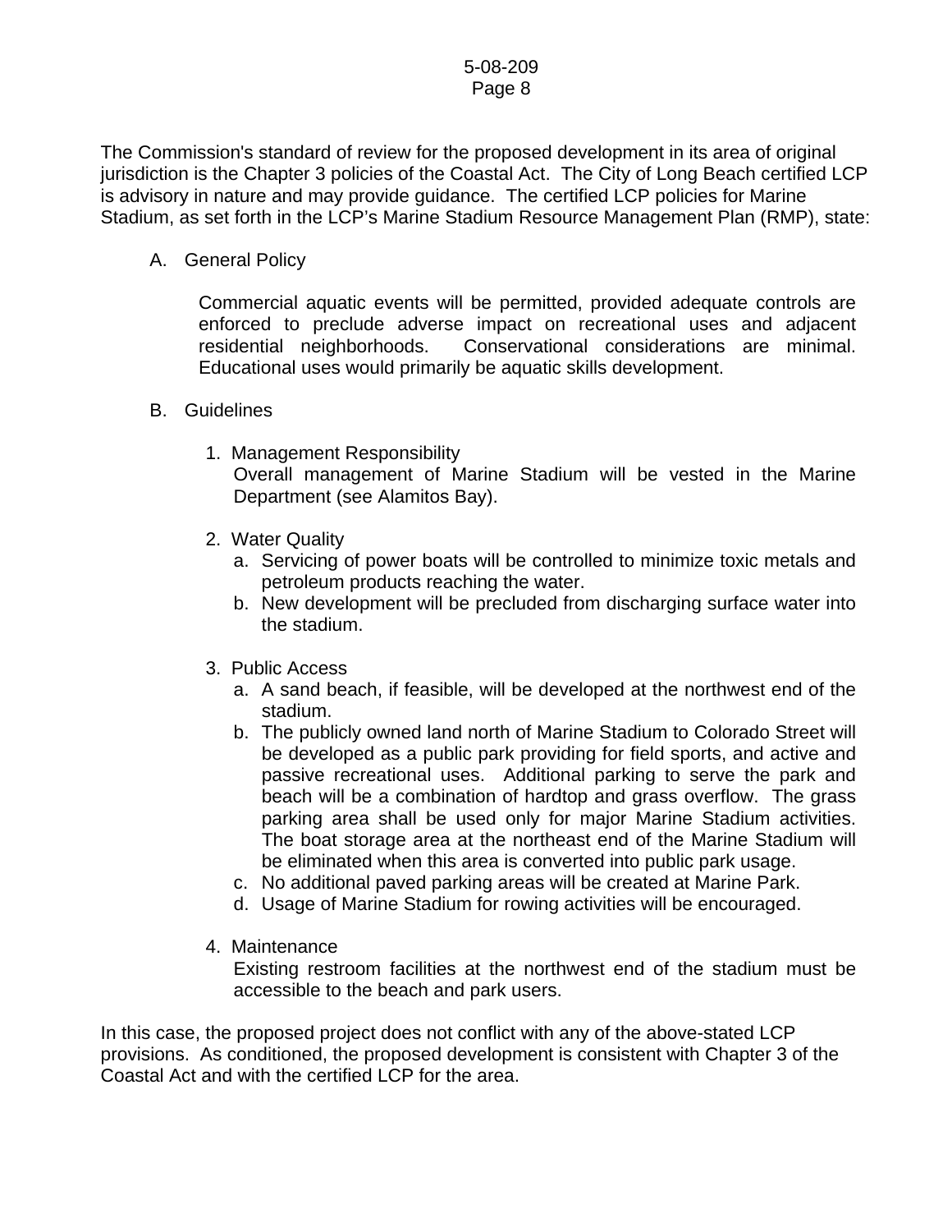The Commission's standard of review for the proposed development in its area of original jurisdiction is the Chapter 3 policies of the Coastal Act. The City of Long Beach certified LCP is advisory in nature and may provide guidance. The certified LCP policies for Marine Stadium, as set forth in the LCP's Marine Stadium Resource Management Plan (RMP), state:

A. General Policy

> Commercial aquatic events will be permitted, provided adequate controls are enforced to preclude adverse impact on recreational uses and adjacent residential neighborhoods. Conservational considerations are minimal. Educational uses would primarily be aquatic skills development.

B. Guidelines

1. Management Responsibility
   Overall management of Marine Stadium will be vested in the Marine Department (see Alamitos Bay).

2. Water Quality
   a. Servicing of power boats will be controlled to minimize toxic metals and petroleum products reaching the water.
   b. New development will be precluded from discharging surface water into the stadium.

3. Public Access
   a. A sand beach, if feasible, will be developed at the northwest end of the stadium.
   b. The publicly owned land north of Marine Stadium to Colorado Street will be developed as a public park providing for field sports, and active and passive recreational uses. Additional parking to serve the park and beach will be a combination of hardtop and grass overflow. The grass parking area shall be used only for major Marine Stadium activities. The boat storage area at the northeast end of the Marine Stadium will be eliminated when this area is converted into public park usage.
   c. No additional paved parking areas will be created at Marine Park.
   d. Usage of Marine Stadium for rowing activities will be encouraged.

4. Maintenance
   Existing restroom facilities at the northwest end of the stadium must be accessible to the beach and park users.

In this case, the proposed project does not conflict with any of the above-stated LCP provisions. As conditioned, the proposed development is consistent with Chapter 3 of the Coastal Act and with the certified LCP for the area.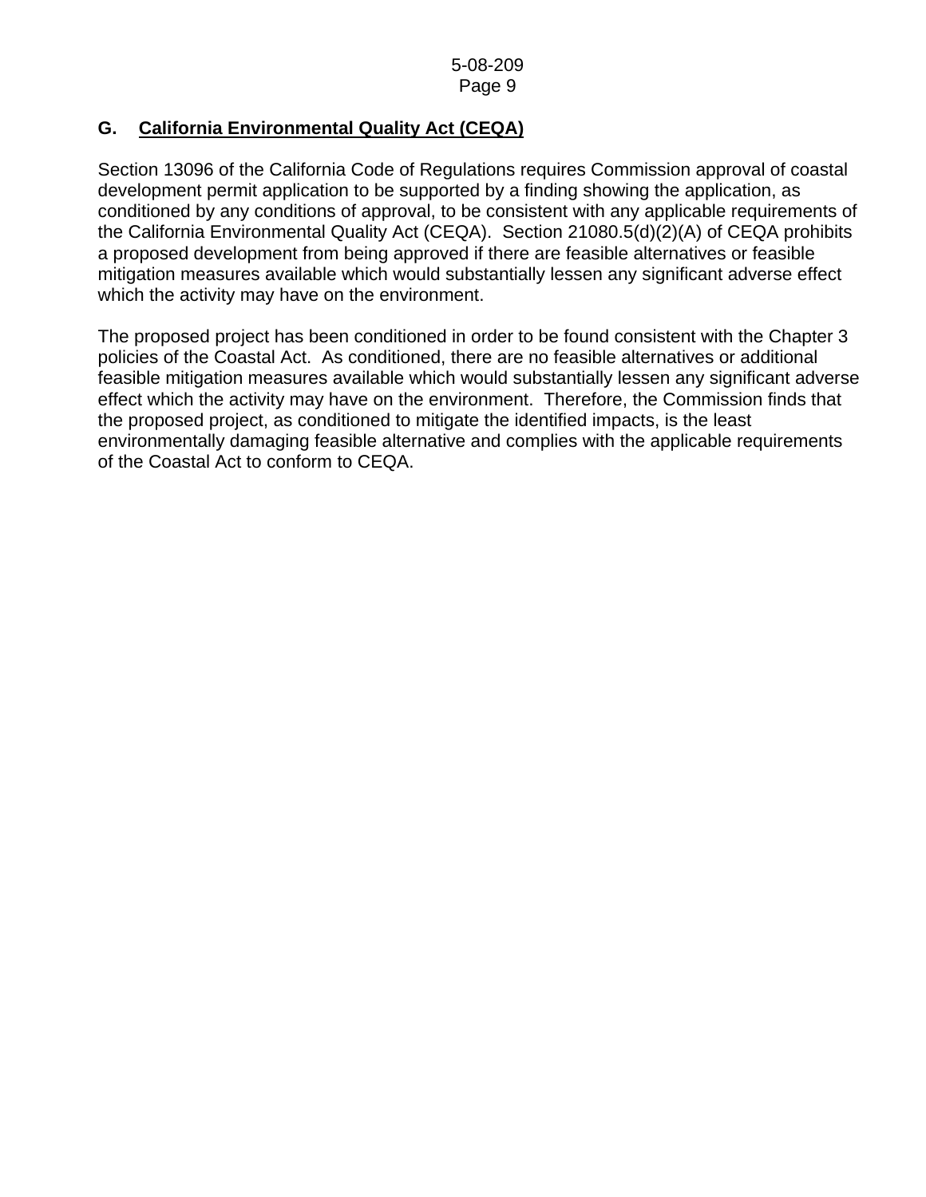## G. California Environmental Quality Act (CEQA)

Section 13096 of the California Code of Regulations requires Commission approval of coastal development permit application to be supported by a finding showing the application, as conditioned by any conditions of approval, to be consistent with any applicable requirements of the California Environmental Quality Act (CEQA). Section 21080.5(d)(2)(A) of CEQA prohibits a proposed development from being approved if there are feasible alternatives or feasible mitigation measures available which would substantially lessen any significant adverse effect which the activity may have on the environment.

The proposed project has been conditioned in order to be found consistent with the Chapter 3 policies of the Coastal Act. As conditioned, there are no feasible alternatives or additional feasible mitigation measures available which would substantially lessen any significant adverse effect which the activity may have on the environment. Therefore, the Commission finds that the proposed project, as conditioned to mitigate the identified impacts, is the least environmentally damaging feasible alternative and complies with the applicable requirements of the Coastal Act to conform to CEQA.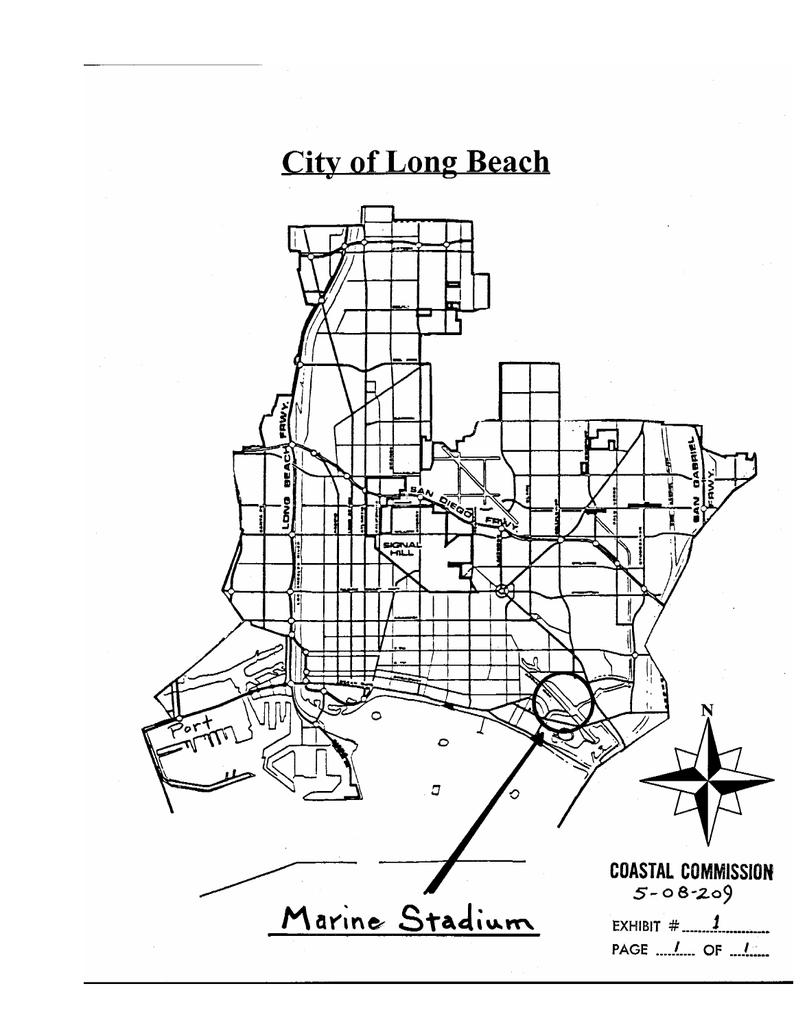# City of Long Beach

Marine Stadium

**COASTAL COMMISSION**
5-08-209

EXHIBIT # 1

PAGE 1 OF 1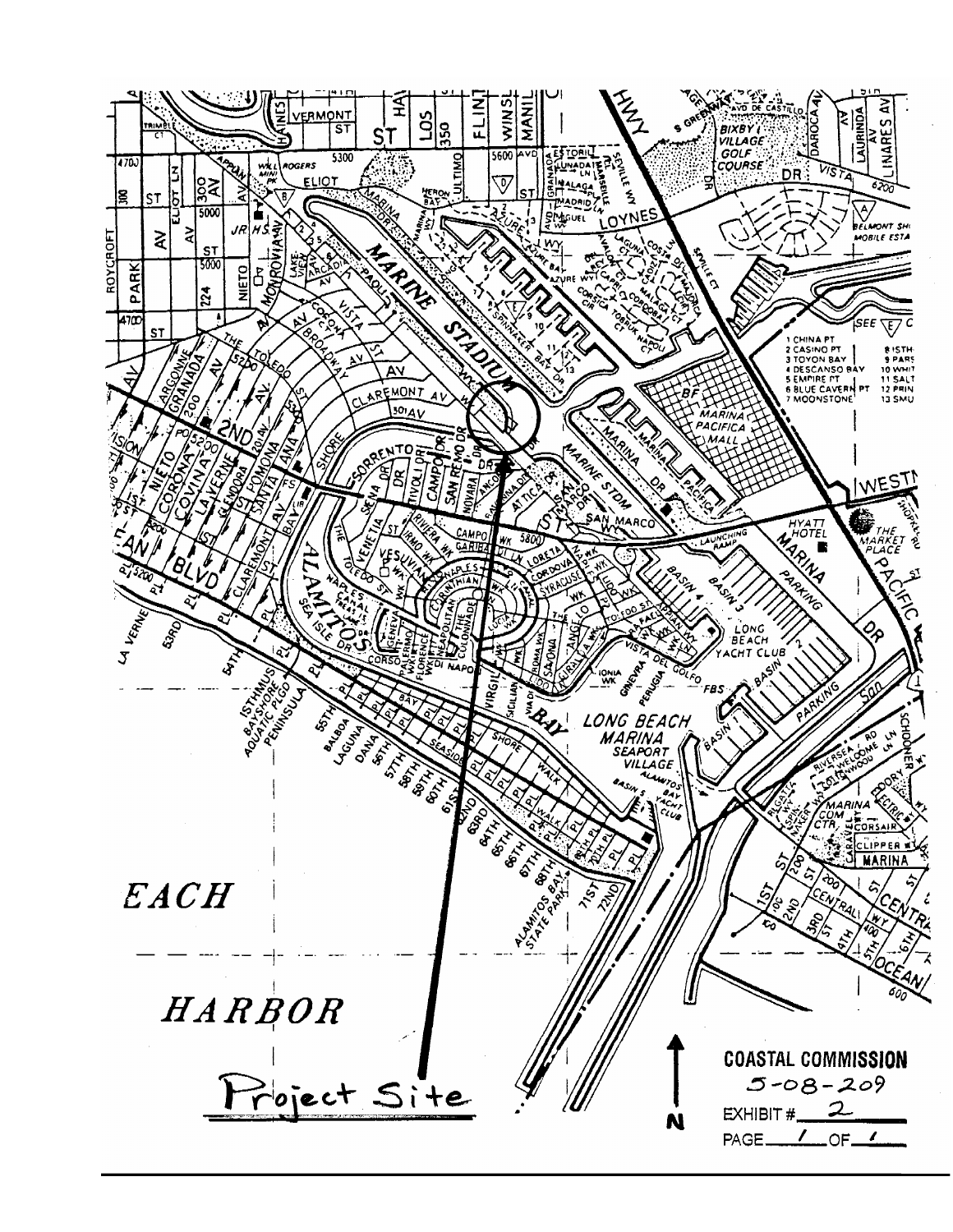Project Site

**COASTAL COMMISSION**
5-08-209
EXHIBIT # 2
PAGE 1 OF 1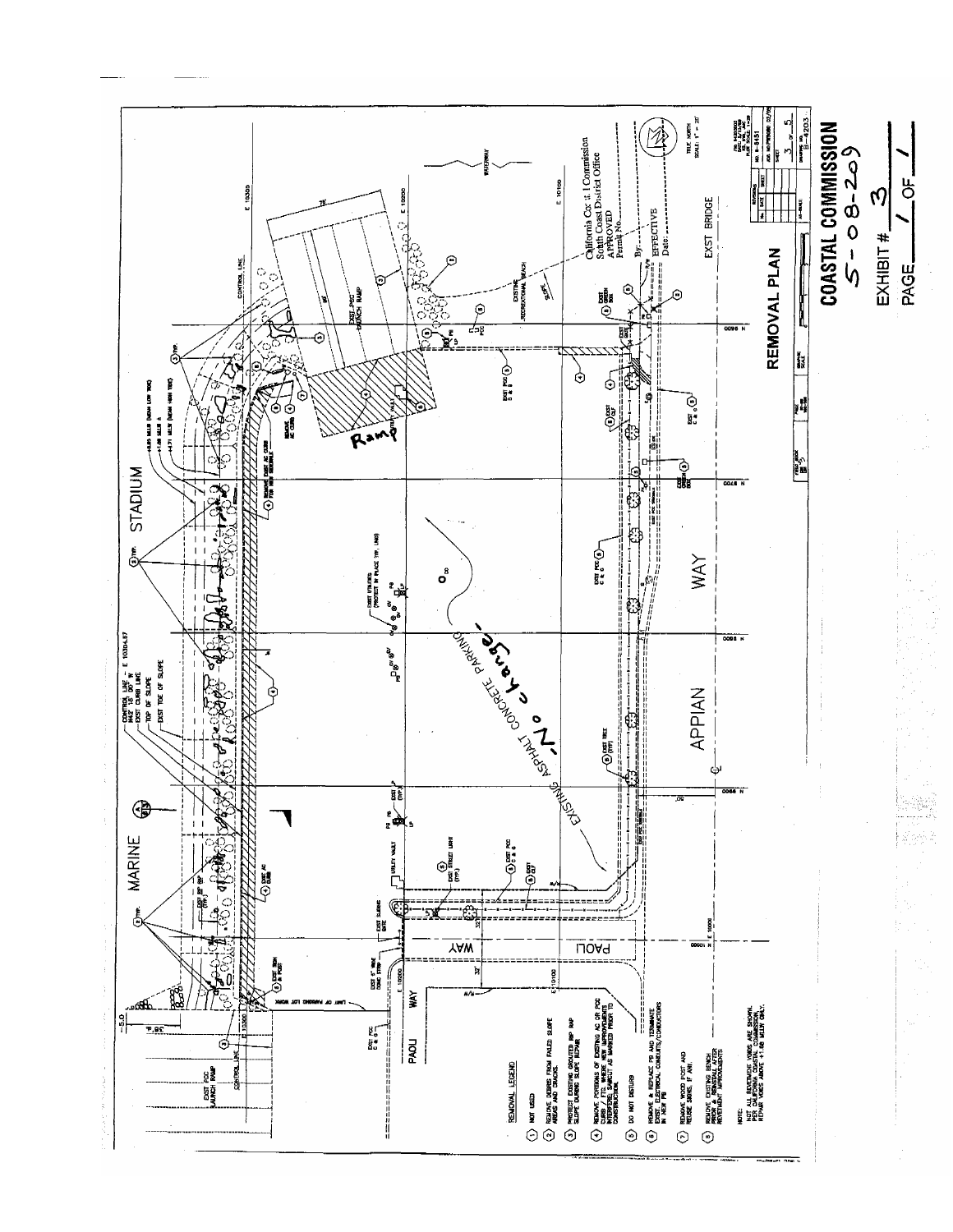# REMOVAL PLAN

MARINE STADIUM

APPIAN WAY

PAOLI WAY

EXST BRIDGE

EXISTING ASPHALT CONCRETE PARKING

"No change"

Ramp

EXST PCC LAUNCH RAMP

EXISTING RECREATIONAL BEACH

CONTROL LINE

WATERWAY

California Coastal Commission
South Coast District Office
APPROVED
Permit No. ____
By: ____
EFFECTIVE
Date: ____

TRUE NORTH
SCALE: 1" = 20'

REMOVAL LEGEND

1. NOT USED
2. REMOVE DEBRIS FROM FAILED SLOPE AREAS AND CRACKS.
3. PROTECT EXISTING GROUTED RIP RAP SLOPE DURING SLOPE REPAIR
4. REMOVE PORTIONS OF EXISTING AC OR PCC CURB / FTG WHERE NEW IMPROVEMENTS INTERFERE. SAWCUT AS MARKED PRIOR TO CONSTRUCTION.
5. DO NOT DISTURB
6. REMOVE & REPLACE PB AND TERMINATE EXIST ELECTRICAL CONDUITS/CONDUCTORS IN NEW PB
7. REMOVE WOOD POST AND REUSE SIGNS, IF ANY.
8. REMOVE EXISTING BENCH PRIOR & REINSTALL AFTER REVETMENT IMPROVEMENTS

NOTE: NOT ALL REVETMENT VOIDS ARE SHOWN. PER CALIFORNIA COASTAL COMMISSION, REPAIR VOIDS ABOVE +1.68 MLLW ONLY.

DRAWING NO. B-4203
SHEET 3 OF 5

**COASTAL COMMISSION**
5-08-209

EXHIBIT # 3
PAGE 1 OF 1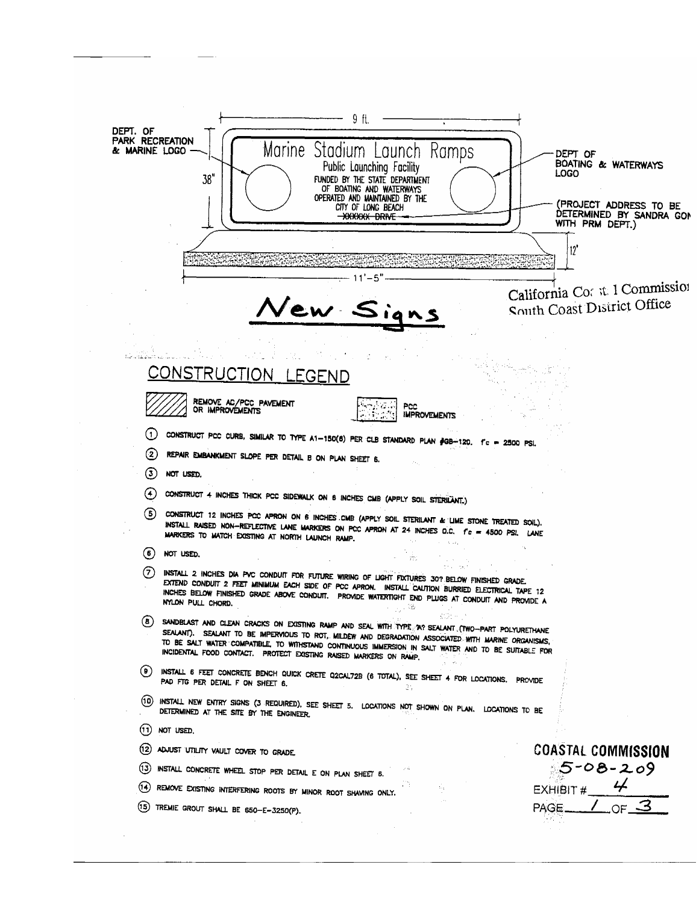DEPT. OF PARK RECREATION & MARINE LOGO

9 ft.

38"

**Marine Stadium Launch Ramps**

Public Launching Facility

FUNDED BY THE STATE DEPARTMENT OF BOATING AND WATERWAYS

OPERATED AND MAINTAINED BY THE CITY OF LONG BEACH

~~XXXXXX DRIVE~~

DEPT OF BOATING & WATERWAYS LOGO

(PROJECT ADDRESS TO BE DETERMINED BY SANDRA GON WITH PRM DEPT.)

12"

11'-5"

California Coastal Commission
South Coast District Office

# New Signs

## CONSTRUCTION LEGEND

REMOVE AC/PCC PAVEMENT OR IMPROVEMENTS

PCC IMPROVEMENTS

1. CONSTRUCT PCC CURB, SIMILAR TO TYPE A1-150(6) PER CLB STANDARD PLAN #GB-120. f'c = 2500 PSI.
2. REPAIR EMBANKMENT SLOPE PER DETAIL B ON PLAN SHEET 6.
3. NOT USED.
4. CONSTRUCT 4 INCHES THICK PCC SIDEWALK ON 6 INCHES CMB (APPLY SOIL STERILANT.)
5. CONSTRUCT 12 INCHES PCC APRON ON 6 INCHES CMB (APPLY SOIL STERILANT & LIME STONE TREATED SOIL). INSTALL RAISED NON-REFLECTIVE LANE MARKERS ON PCC APRON AT 24 INCHES O.C. f'c = 4500 PSI. LANE MARKERS TO MATCH EXISTING AT NORTH LAUNCH RAMP.
6. NOT USED.
7. INSTALL 2 INCHES DIA PVC CONDUIT FOR FUTURE WIRING OF LIGHT FIXTURES 30? BELOW FINISHED GRADE. EXTEND CONDUIT 2 FEET MINIMUM EACH SIDE OF PCC APRON. INSTALL CAUTION BURRIED ELECTRICAL TAPE 12 INCHES BELOW FINISHED GRADE ABOVE CONDUIT. PROVIDE WATERTIGHT END PLUGS AT CONDUIT AND PROVIDE A NYLON PULL CHORD.
8. SANDBLAST AND CLEAN CRACKS ON EXISTING RAMP AND SEAL WITH TYPE ?A? SEALANT (TWO-PART POLYURETHANE SEALANT). SEALANT TO BE IMPERVIOUS TO ROT, MILDEW AND DEGRADATION ASSOCIATED WITH MARINE ORGANISMS, TO BE SALT WATER COMPATIBLE, TO WITHSTAND CONTINUOUS IMMERSION IN SALT WATER AND TO BE SUITABLE FOR INCIDENTAL FOOD CONTACT. PROTECT EXISTING RAISED MARKERS ON RAMP.
9. INSTALL 6 FEET CONCRETE BENCH QUICK CRETE Q2CAL72B (6 TOTAL), SEE SHEET 4 FOR LOCATIONS. PROVIDE PAD FTG PER DETAIL F ON SHEET 6.
10. INSTALL NEW ENTRY SIGNS (3 REQUIRED). SEE SHEET 5. LOCATIONS NOT SHOWN ON PLAN. LOCATIONS TO BE DETERMINED AT THE SITE BY THE ENGINEER.
11. NOT USED.
12. ADJUST UTILITY VAULT COVER TO GRADE.
13. INSTALL CONCRETE WHEEL STOP PER DETAIL E ON PLAN SHEET 6.
14. REMOVE EXISTING INTERFERING ROOTS BY MINOR ROOT SHAVING ONLY.
15. TREMIE GROUT SHALL BE 650-E-3250(P).

**COASTAL COMMISSION**
5-08-209
EXHIBIT # 4
PAGE 1 OF 3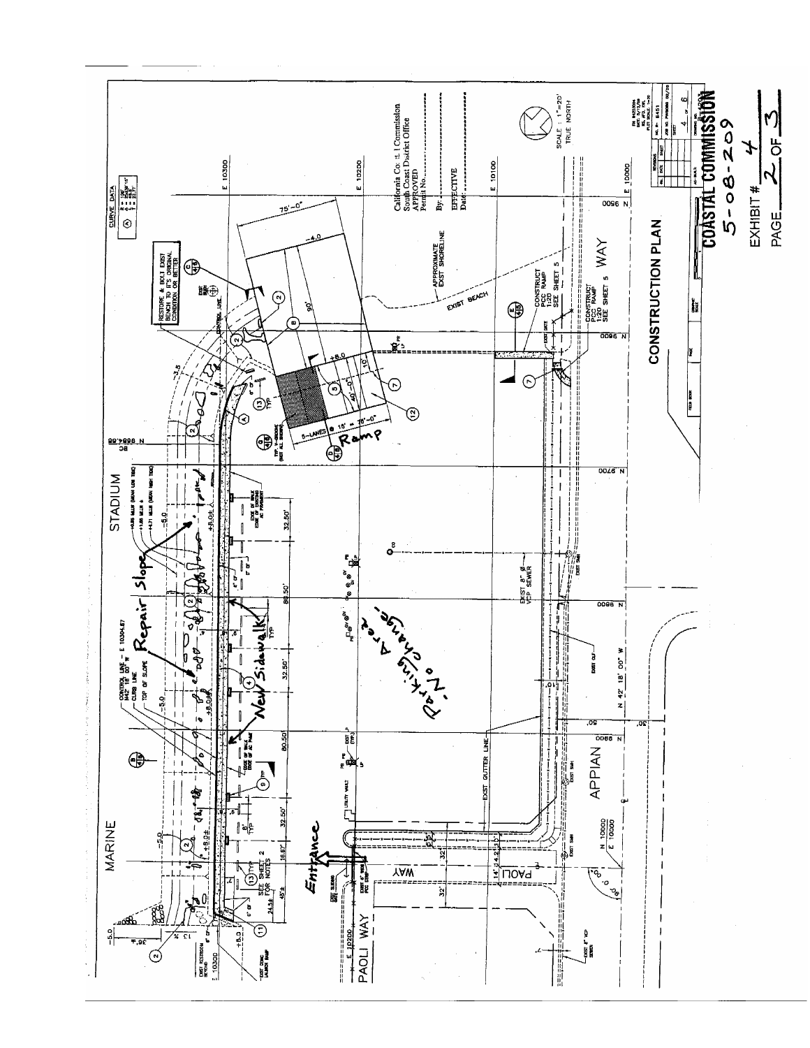**CONSTRUCTION PLAN**

SCALE : 1"=20'
TRUE NORTH

California Coastal Commission
South Coast District Office
APPROVED
Permit No.
By:
EFFECTIVE
Date:

**COASTAL COMMISSION**
5-08-209
EXHIBIT # 4
PAGE 2 OF 3

CURVE DATA

RESTORE & BOLT EXIST BENCH TO IT'S ORIGINAL CONDITION OR BETTER

APPROXIMATE EXIST SHORELINE

EXIST BEACH

CONSTRUCT PCC RAMP 1:20 SEE SHEET 5

Ramp

5-LANES @ 15' = 75'-0"

75'-0"

90'

40'-0"

STADIUM

MARINE

APPIAN WAY

PAOLI WAY

Repair Slope

New Sidewalk

Parking Area - No change

Entrance

CONTROL LINE - E 10304.67 N42° 18' 00" W

CURB LINE

TOP OF SLOPE

EDGE OF WALK EDGE OF EXISTING AC PAVEMENT

EXIST GUTTER LINE

EXIST 8" Ø VCP SEWER

SEE SHEET 2 FOR NOTES

EXIST RESTROOM BEYOND

EXIST CONC LAUNCH RAMP

N 42° 18' 00" W

32.50'

80.50'

32.50'

80.50'

32.50'

16.67'

45'±

24.5±

E 10300

E 10200

E 10100

E 10000

N 9500

N 9600

N 9700

N 9800

N 9900

N 10000

N 9899.98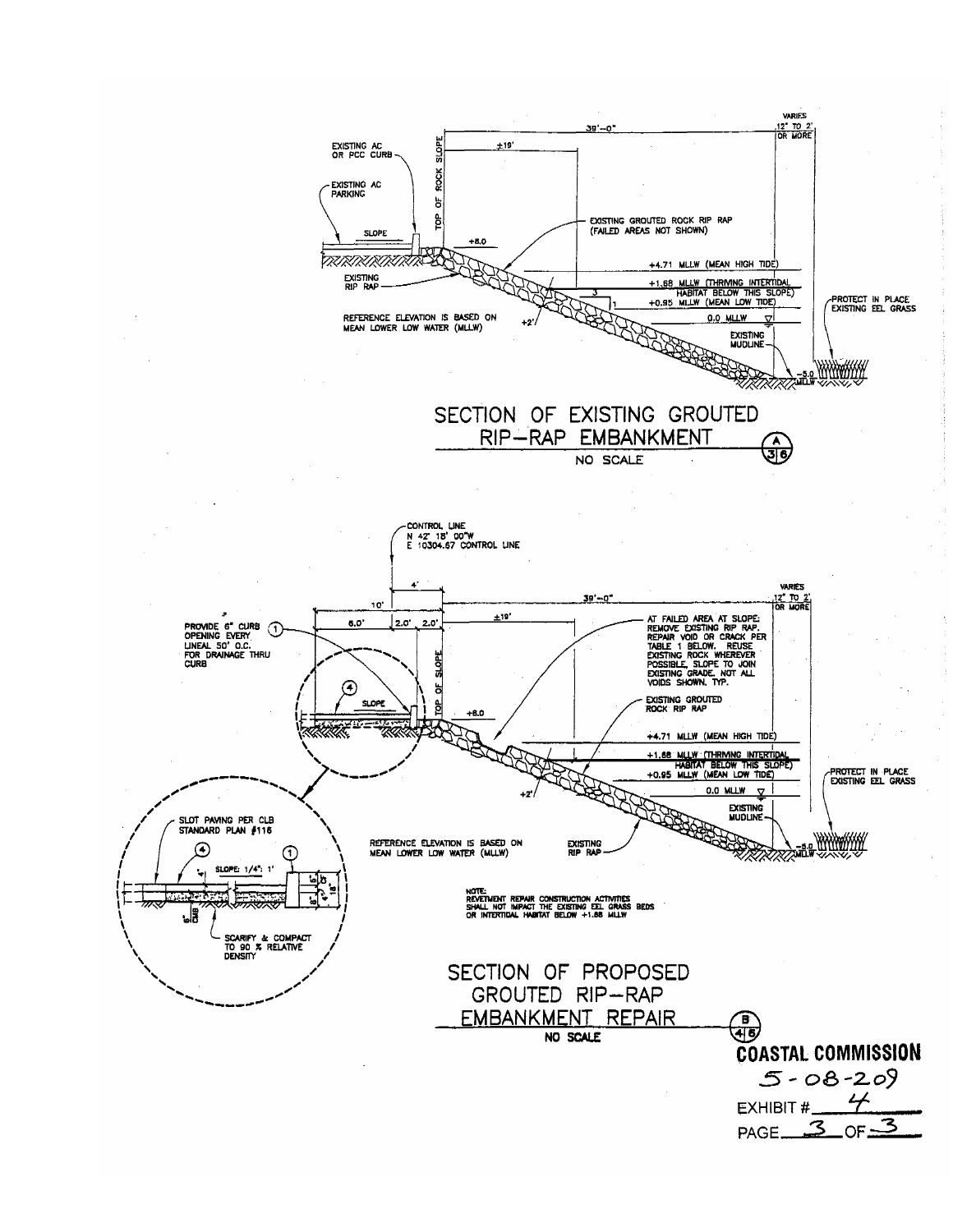39'-0"

VARIES 12" TO 2' OR MORE

±19'

EXISTING AC OR PCC CURB

EXISTING AC PARKING

TOP OF ROCK SLOPE

EXISTING GROUTED ROCK RIP RAP (FAILED AREAS NOT SHOWN)

SLOPE

+8.0

+4.71 MLLW (MEAN HIGH TIDE)

EXISTING RIP RAP

+1.68 MLLW (THRIVING INTERTIDAL HABITAT BELOW THIS SLOPE)

3

1

+0.95 MLLW (MEAN LOW TIDE)

PROTECT IN PLACE EXISTING EEL GRASS

REFERENCE ELEVATION IS BASED ON MEAN LOWER LOW WATER (MLLW)

+2'

0.0 MLLW

EXISTING MUDLINE

-5.0 MLLW

## SECTION OF EXISTING GROUTED RIP-RAP EMBANKMENT

NO SCALE

A 3|6

CONTROL LINE N 42° 18' 00"W E 10304.67 CONTROL LINE

4'

10'

6.0' 2.0' 2.0'

39'-0"

VARIES 12" TO 2' OR MORE

±19'

PROVIDE 6" CURB OPENING EVERY LINEAL 50' O.C. FOR DRAINAGE THRU CURB

AT FAILED AREA AT SLOPE: REMOVE EXISTING RIP RAP. REPAIR VOID OR CRACK PER TABLE 1 BELOW. REUSE EXISTING ROCK WHEREVER POSSIBLE, SLOPE TO JOIN EXISTING GRADE. NOT ALL VOIDS SHOWN. TYP.

EXISTING GROUTED ROCK RIP RAP

TOP OF SLOPE

SLOPE

+8.0

+4.71 MLLW (MEAN HIGH TIDE)

+1.68 MLLW (THRIVING INTERTIDAL HABITAT BELOW THIS SLOPE)

+0.95 MLLW (MEAN LOW TIDE)

PROTECT IN PLACE EXISTING EEL GRASS

+2'

0.0 MLLW

EXISTING MUDLINE

-5.0 MLLW

SLOT PAVING PER CLB STANDARD PLAN #116

SLOPE: 1/4": 1'

6" CMB

SCARIFY & COMPACT TO 90 % RELATIVE DENSITY

REFERENCE ELEVATION IS BASED ON MEAN LOWER LOW WATER (MLLW)

EXISTING RIP RAP

NOTE: REVETMENT REPAIR CONSTRUCTION ACTIVITIES SHALL NOT IMPACT THE EXISTING EEL GRASS BEDS OR INTERTIDAL HABITAT BELOW +1.68 MLLW

## SECTION OF PROPOSED GROUTED RIP-RAP EMBANKMENT REPAIR

NO SCALE

B 4|6

**COASTAL COMMISSION**

5-08-209

EXHIBIT # 4

PAGE 3 OF 3